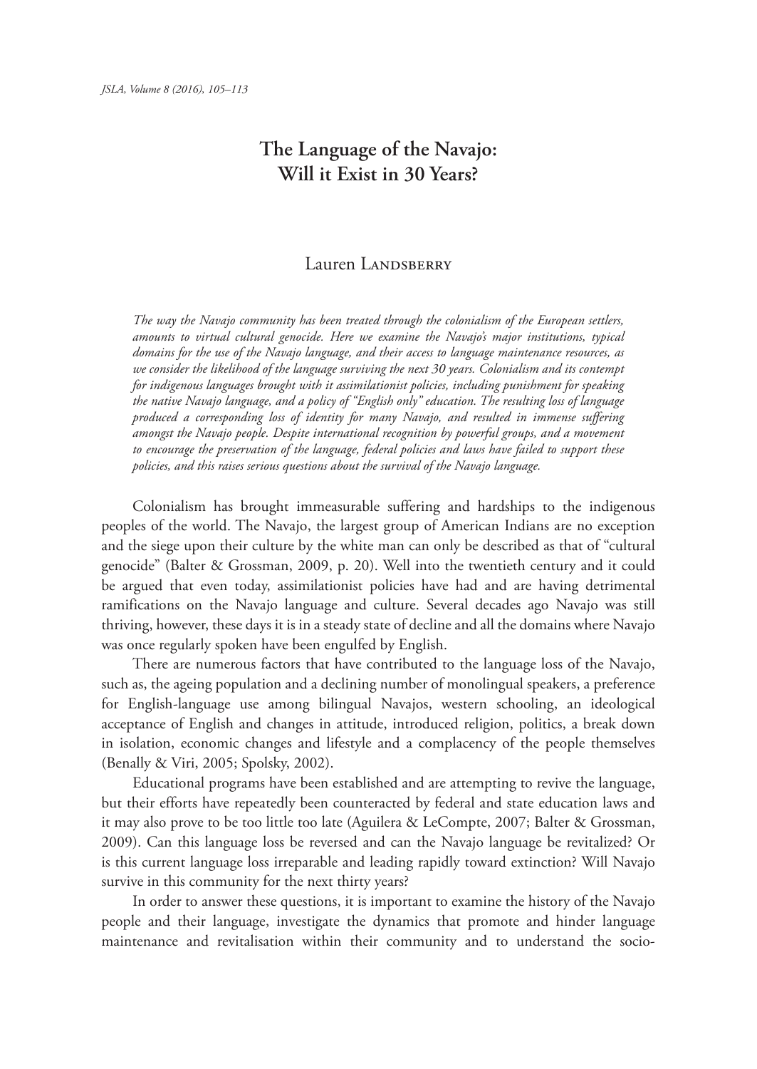# The Language of the Navajo: Will it Exist in 30 Years?

Lauren Landsberry

*The way the Navajo community has been treated through the colonialism of the European settlers, amounts to virtual cultural genocide. Here we examine the Navajo's major institutions, typical domains for the use of the Navajo language, and their access to language maintenance resources, as we consider the likelihood of the language surviving the next 30 years. Colonialism and its contempt for indigenous languages brought with it assimilationist policies, including punishment for speaking the native Navajo language, and a policy of "English only" education. The resulting loss of language produced a corresponding loss of identity for many Navajo, and resulted in immense suffering amongst the Navajo people. Despite international recognition by powerful groups, and a movement to encourage the preservation of the language, federal policies and laws have failed to support these policies, and this raises serious questions about the survival of the Navajo language.*

Colonialism has brought immeasurable suffering and hardships to the indigenous peoples of the world. The Navajo, the largest group of American Indians are no exception and the siege upon their culture by the white man can only be described as that of "cultural genocide" (Balter & Grossman, 2009, p. 20). Well into the twentieth century and it could be argued that even today, assimilationist policies have had and are having detrimental ramifications on the Navajo language and culture. Several decades ago Navajo was still thriving, however, these days it is in a steady state of decline and all the domains where Navajo was once regularly spoken have been engulfed by English.

There are numerous factors that have contributed to the language loss of the Navajo, such as, the ageing population and a declining number of monolingual speakers, a preference for English-language use among bilingual Navajos, western schooling, an ideological acceptance of English and changes in attitude, introduced religion, politics, a break down in isolation, economic changes and lifestyle and a complacency of the people themselves (Benally & Viri, 2005; Spolsky, 2002).

Educational programs have been established and are attempting to revive the language, but their efforts have repeatedly been counteracted by federal and state education laws and it may also prove to be too little too late (Aguilera & LeCompte, 2007; Balter & Grossman, 2009). Can this language loss be reversed and can the Navajo language be revitalized? Or is this current language loss irreparable and leading rapidly toward extinction? Will Navajo survive in this community for the next thirty years?

In order to answer these questions, it is important to examine the history of the Navajo people and their language, investigate the dynamics that promote and hinder language maintenance and revitalisation within their community and to understand the socio-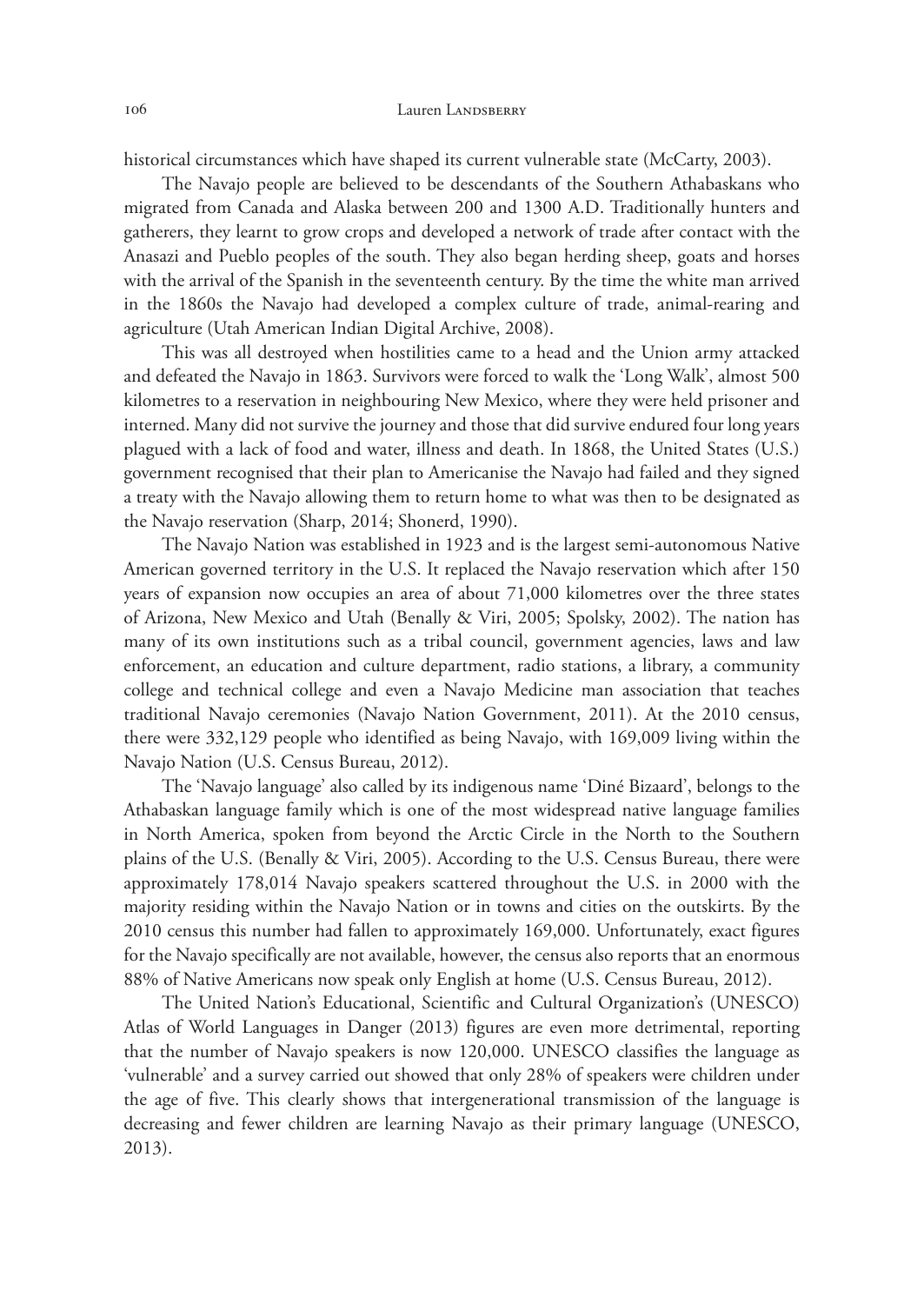historical circumstances which have shaped its current vulnerable state (McCarty, 2003).

The Navajo people are believed to be descendants of the Southern Athabaskans who migrated from Canada and Alaska between 200 and 1300 A.D. Traditionally hunters and gatherers, they learnt to grow crops and developed a network of trade after contact with the Anasazi and Pueblo peoples of the south. They also began herding sheep, goats and horses with the arrival of the Spanish in the seventeenth century. By the time the white man arrived in the 1860s the Navajo had developed a complex culture of trade, animal-rearing and agriculture (Utah American Indian Digital Archive, 2008).

This was all destroyed when hostilities came to a head and the Union army attacked and defeated the Navajo in 1863. Survivors were forced to walk the 'Long Walk', almost 500 kilometres to a reservation in neighbouring New Mexico, where they were held prisoner and interned. Many did not survive the journey and those that did survive endured four long years plagued with a lack of food and water, illness and death. In 1868, the United States (U.S.) government recognised that their plan to Americanise the Navajo had failed and they signed a treaty with the Navajo allowing them to return home to what was then to be designated as the Navajo reservation (Sharp, 2014; Shonerd, 1990).

The Navajo Nation was established in 1923 and is the largest semi-autonomous Native American governed territory in the U.S. It replaced the Navajo reservation which after 150 years of expansion now occupies an area of about 71,000 kilometres over the three states of Arizona, New Mexico and Utah (Benally & Viri, 2005; Spolsky, 2002). The nation has many of its own institutions such as a tribal council, government agencies, laws and law enforcement, an education and culture department, radio stations, a library, a community college and technical college and even a Navajo Medicine man association that teaches traditional Navajo ceremonies (Navajo Nation Government, 2011). At the 2010 census, there were 332,129 people who identified as being Navajo, with 169,009 living within the Navajo Nation (U.S. Census Bureau, 2012).

The 'Navajo language' also called by its indigenous name 'Diné Bizaard', belongs to the Athabaskan language family which is one of the most widespread native language families in North America, spoken from beyond the Arctic Circle in the North to the Southern plains of the U.S. (Benally & Viri, 2005). According to the U.S. Census Bureau, there were approximately 178,014 Navajo speakers scattered throughout the U.S. in 2000 with the majority residing within the Navajo Nation or in towns and cities on the outskirts. By the 2010 census this number had fallen to approximately 169,000. Unfortunately, exact figures for the Navajo specifically are not available, however, the census also reports that an enormous 88% of Native Americans now speak only English at home (U.S. Census Bureau, 2012).

The United Nation's Educational, Scientific and Cultural Organization's (UNESCO) Atlas of World Languages in Danger (2013) figures are even more detrimental, reporting that the number of Navajo speakers is now 120,000. UNESCO classifies the language as 'vulnerable' and a survey carried out showed that only 28% of speakers were children under the age of five. This clearly shows that intergenerational transmission of the language is decreasing and fewer children are learning Navajo as their primary language (UNESCO, 2013).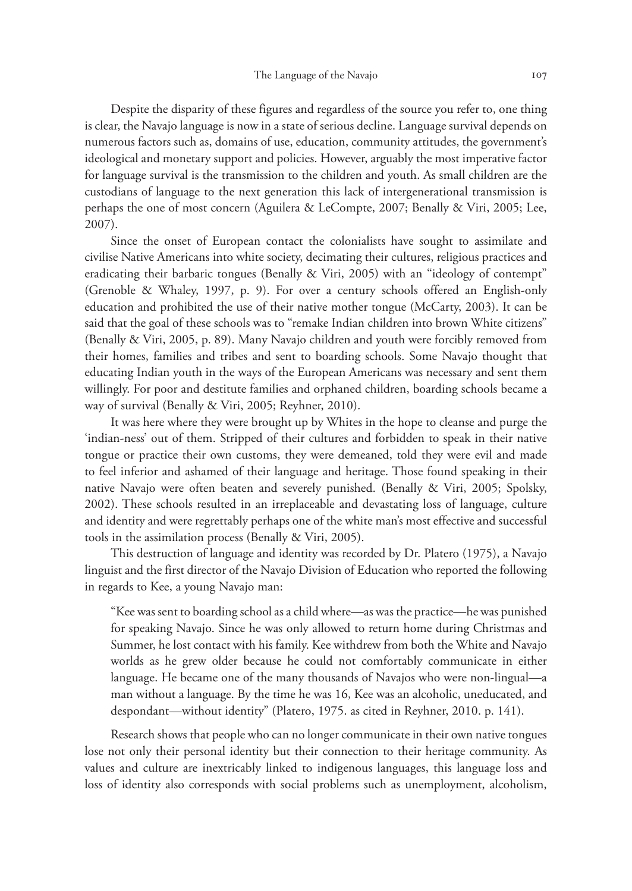Despite the disparity of these figures and regardless of the source you refer to, one thing is clear, the Navajo language is now in a state of serious decline. Language survival depends on numerous factors such as, domains of use, education, community attitudes, the government's ideological and monetary support and policies. However, arguably the most imperative factor for language survival is the transmission to the children and youth. As small children are the custodians of language to the next generation this lack of intergenerational transmission is perhaps the one of most concern (Aguilera & LeCompte, 2007; Benally & Viri, 2005; Lee, 2007).

Since the onset of European contact the colonialists have sought to assimilate and civilise Native Americans into white society, decimating their cultures, religious practices and eradicating their barbaric tongues (Benally & Viri, 2005) with an "ideology of contempt" (Grenoble & Whaley, 1997, p. 9). For over a century schools offered an English-only education and prohibited the use of their native mother tongue (McCarty, 2003). It can be said that the goal of these schools was to "remake Indian children into brown White citizens" (Benally & Viri, 2005, p. 89). Many Navajo children and youth were forcibly removed from their homes, families and tribes and sent to boarding schools. Some Navajo thought that educating Indian youth in the ways of the European Americans was necessary and sent them willingly. For poor and destitute families and orphaned children, boarding schools became a way of survival (Benally & Viri, 2005; Reyhner, 2010).

It was here where they were brought up by Whites in the hope to cleanse and purge the 'indian-ness' out of them. Stripped of their cultures and forbidden to speak in their native tongue or practice their own customs, they were demeaned, told they were evil and made to feel inferior and ashamed of their language and heritage. Those found speaking in their native Navajo were often beaten and severely punished. (Benally & Viri, 2005; Spolsky, 2002). These schools resulted in an irreplaceable and devastating loss of language, culture and identity and were regrettably perhaps one of the white man's most effective and successful tools in the assimilation process (Benally & Viri, 2005).

This destruction of language and identity was recorded by Dr. Platero (1975), a Navajo linguist and the first director of the Navajo Division of Education who reported the following in regards to Kee, a young Navajo man:

> "Kee was sent to boarding school as a child where—as was the practice—he was punished for speaking Navajo. Since he was only allowed to return home during Christmas and Summer, he lost contact with his family. Kee withdrew from both the White and Navajo worlds as he grew older because he could not comfortably communicate in either language. He became one of the many thousands of Navajos who were non-lingual—a man without a language. By the time he was 16, Kee was an alcoholic, uneducated, and despondant—without identity" (Platero, 1975. as cited in Reyhner, 2010. p. 141).

Research shows that people who can no longer communicate in their own native tongues lose not only their personal identity but their connection to their heritage community. As values and culture are inextricably linked to indigenous languages, this language loss and loss of identity also corresponds with social problems such as unemployment, alcoholism,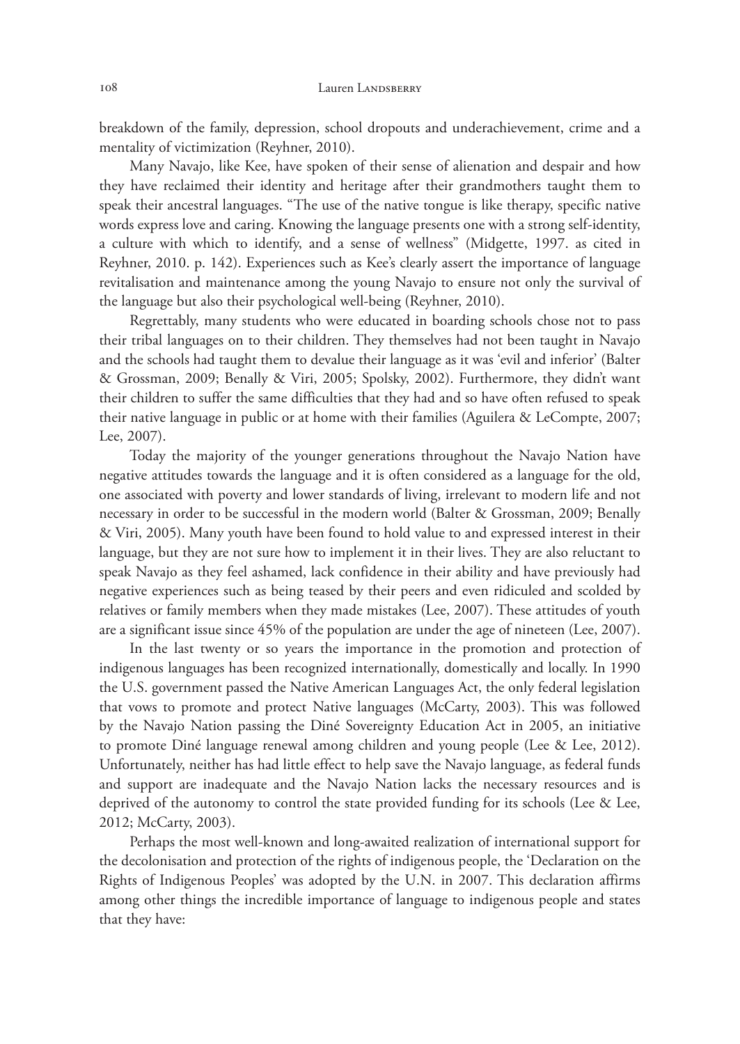breakdown of the family, depression, school dropouts and underachievement, crime and a mentality of victimization (Reyhner, 2010).

Many Navajo, like Kee, have spoken of their sense of alienation and despair and how they have reclaimed their identity and heritage after their grandmothers taught them to speak their ancestral languages. "The use of the native tongue is like therapy, specific native words express love and caring. Knowing the language presents one with a strong self-identity, a culture with which to identify, and a sense of wellness" (Midgette, 1997. as cited in Reyhner, 2010. p. 142). Experiences such as Kee's clearly assert the importance of language revitalisation and maintenance among the young Navajo to ensure not only the survival of the language but also their psychological well-being (Reyhner, 2010).

Regrettably, many students who were educated in boarding schools chose not to pass their tribal languages on to their children. They themselves had not been taught in Navajo and the schools had taught them to devalue their language as it was 'evil and inferior' (Balter & Grossman, 2009; Benally & Viri, 2005; Spolsky, 2002). Furthermore, they didn't want their children to suffer the same difficulties that they had and so have often refused to speak their native language in public or at home with their families (Aguilera & LeCompte, 2007; Lee, 2007).

Today the majority of the younger generations throughout the Navajo Nation have negative attitudes towards the language and it is often considered as a language for the old, one associated with poverty and lower standards of living, irrelevant to modern life and not necessary in order to be successful in the modern world (Balter & Grossman, 2009; Benally & Viri, 2005). Many youth have been found to hold value to and expressed interest in their language, but they are not sure how to implement it in their lives. They are also reluctant to speak Navajo as they feel ashamed, lack confidence in their ability and have previously had negative experiences such as being teased by their peers and even ridiculed and scolded by relatives or family members when they made mistakes (Lee, 2007). These attitudes of youth are a significant issue since 45% of the population are under the age of nineteen (Lee, 2007).

In the last twenty or so years the importance in the promotion and protection of indigenous languages has been recognized internationally, domestically and locally. In 1990 the U.S. government passed the Native American Languages Act, the only federal legislation that vows to promote and protect Native languages (McCarty, 2003). This was followed by the Navajo Nation passing the Diné Sovereignty Education Act in 2005, an initiative to promote Diné language renewal among children and young people (Lee & Lee, 2012). Unfortunately, neither has had little effect to help save the Navajo language, as federal funds and support are inadequate and the Navajo Nation lacks the necessary resources and is deprived of the autonomy to control the state provided funding for its schools (Lee & Lee, 2012; McCarty, 2003).

Perhaps the most well-known and long-awaited realization of international support for the decolonisation and protection of the rights of indigenous people, the 'Declaration on the Rights of Indigenous Peoples' was adopted by the U.N. in 2007. This declaration affirms among other things the incredible importance of language to indigenous people and states that they have: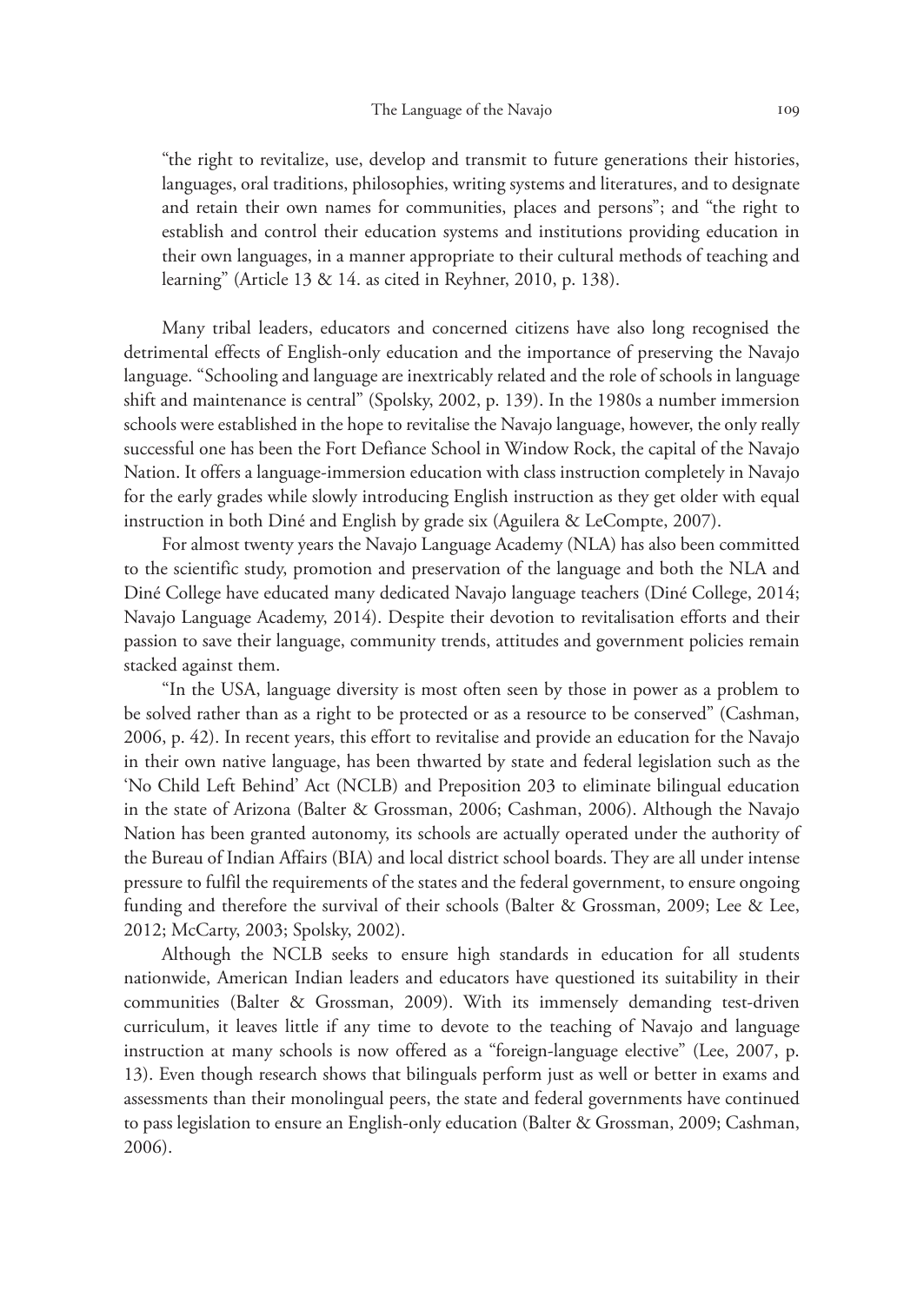"the right to revitalize, use, develop and transmit to future generations their histories, languages, oral traditions, philosophies, writing systems and literatures, and to designate and retain their own names for communities, places and persons"; and "the right to establish and control their education systems and institutions providing education in their own languages, in a manner appropriate to their cultural methods of teaching and learning" (Article 13 & 14. as cited in Reyhner, 2010, p. 138).

Many tribal leaders, educators and concerned citizens have also long recognised the detrimental effects of English-only education and the importance of preserving the Navajo language. "Schooling and language are inextricably related and the role of schools in language shift and maintenance is central" (Spolsky, 2002, p. 139). In the 1980s a number immersion schools were established in the hope to revitalise the Navajo language, however, the only really successful one has been the Fort Defiance School in Window Rock, the capital of the Navajo Nation. It offers a language-immersion education with class instruction completely in Navajo for the early grades while slowly introducing English instruction as they get older with equal instruction in both Diné and English by grade six (Aguilera & LeCompte, 2007).

For almost twenty years the Navajo Language Academy (NLA) has also been committed to the scientific study, promotion and preservation of the language and both the NLA and Diné College have educated many dedicated Navajo language teachers (Diné College, 2014; Navajo Language Academy, 2014). Despite their devotion to revitalisation efforts and their passion to save their language, community trends, attitudes and government policies remain stacked against them.

"In the USA, language diversity is most often seen by those in power as a problem to be solved rather than as a right to be protected or as a resource to be conserved" (Cashman, 2006, p. 42). In recent years, this effort to revitalise and provide an education for the Navajo in their own native language, has been thwarted by state and federal legislation such as the 'No Child Left Behind' Act (NCLB) and Preposition 203 to eliminate bilingual education in the state of Arizona (Balter & Grossman, 2006; Cashman, 2006). Although the Navajo Nation has been granted autonomy, its schools are actually operated under the authority of the Bureau of Indian Affairs (BIA) and local district school boards. They are all under intense pressure to fulfil the requirements of the states and the federal government, to ensure ongoing funding and therefore the survival of their schools (Balter & Grossman, 2009; Lee & Lee, 2012; McCarty, 2003; Spolsky, 2002).

Although the NCLB seeks to ensure high standards in education for all students nationwide, American Indian leaders and educators have questioned its suitability in their communities (Balter & Grossman, 2009). With its immensely demanding test-driven curriculum, it leaves little if any time to devote to the teaching of Navajo and language instruction at many schools is now offered as a "foreign-language elective" (Lee, 2007, p. 13). Even though research shows that bilinguals perform just as well or better in exams and assessments than their monolingual peers, the state and federal governments have continued to pass legislation to ensure an English-only education (Balter & Grossman, 2009; Cashman, 2006).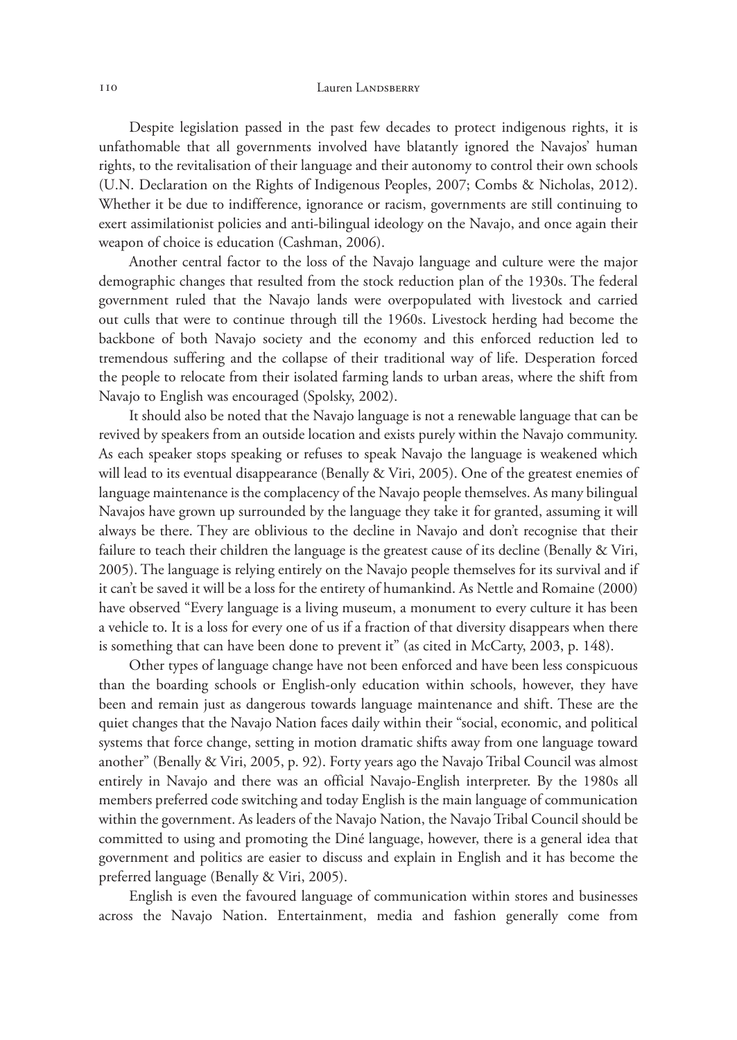Despite legislation passed in the past few decades to protect indigenous rights, it is unfathomable that all governments involved have blatantly ignored the Navajos' human rights, to the revitalisation of their language and their autonomy to control their own schools (U.N. Declaration on the Rights of Indigenous Peoples, 2007; Combs & Nicholas, 2012). Whether it be due to indifference, ignorance or racism, governments are still continuing to exert assimilationist policies and anti-bilingual ideology on the Navajo, and once again their weapon of choice is education (Cashman, 2006).

Another central factor to the loss of the Navajo language and culture were the major demographic changes that resulted from the stock reduction plan of the 1930s. The federal government ruled that the Navajo lands were overpopulated with livestock and carried out culls that were to continue through till the 1960s. Livestock herding had become the backbone of both Navajo society and the economy and this enforced reduction led to tremendous suffering and the collapse of their traditional way of life. Desperation forced the people to relocate from their isolated farming lands to urban areas, where the shift from Navajo to English was encouraged (Spolsky, 2002).

It should also be noted that the Navajo language is not a renewable language that can be revived by speakers from an outside location and exists purely within the Navajo community. As each speaker stops speaking or refuses to speak Navajo the language is weakened which will lead to its eventual disappearance (Benally & Viri, 2005). One of the greatest enemies of language maintenance is the complacency of the Navajo people themselves. As many bilingual Navajos have grown up surrounded by the language they take it for granted, assuming it will always be there. They are oblivious to the decline in Navajo and don't recognise that their failure to teach their children the language is the greatest cause of its decline (Benally & Viri, 2005). The language is relying entirely on the Navajo people themselves for its survival and if it can't be saved it will be a loss for the entirety of humankind. As Nettle and Romaine (2000) have observed "Every language is a living museum, a monument to every culture it has been a vehicle to. It is a loss for every one of us if a fraction of that diversity disappears when there is something that can have been done to prevent it" (as cited in McCarty, 2003, p. 148).

Other types of language change have not been enforced and have been less conspicuous than the boarding schools or English-only education within schools, however, they have been and remain just as dangerous towards language maintenance and shift. These are the quiet changes that the Navajo Nation faces daily within their "social, economic, and political systems that force change, setting in motion dramatic shifts away from one language toward another" (Benally & Viri, 2005, p. 92). Forty years ago the Navajo Tribal Council was almost entirely in Navajo and there was an official Navajo-English interpreter. By the 1980s all members preferred code switching and today English is the main language of communication within the government. As leaders of the Navajo Nation, the Navajo Tribal Council should be committed to using and promoting the Diné language, however, there is a general idea that government and politics are easier to discuss and explain in English and it has become the preferred language (Benally & Viri, 2005).

English is even the favoured language of communication within stores and businesses across the Navajo Nation. Entertainment, media and fashion generally come from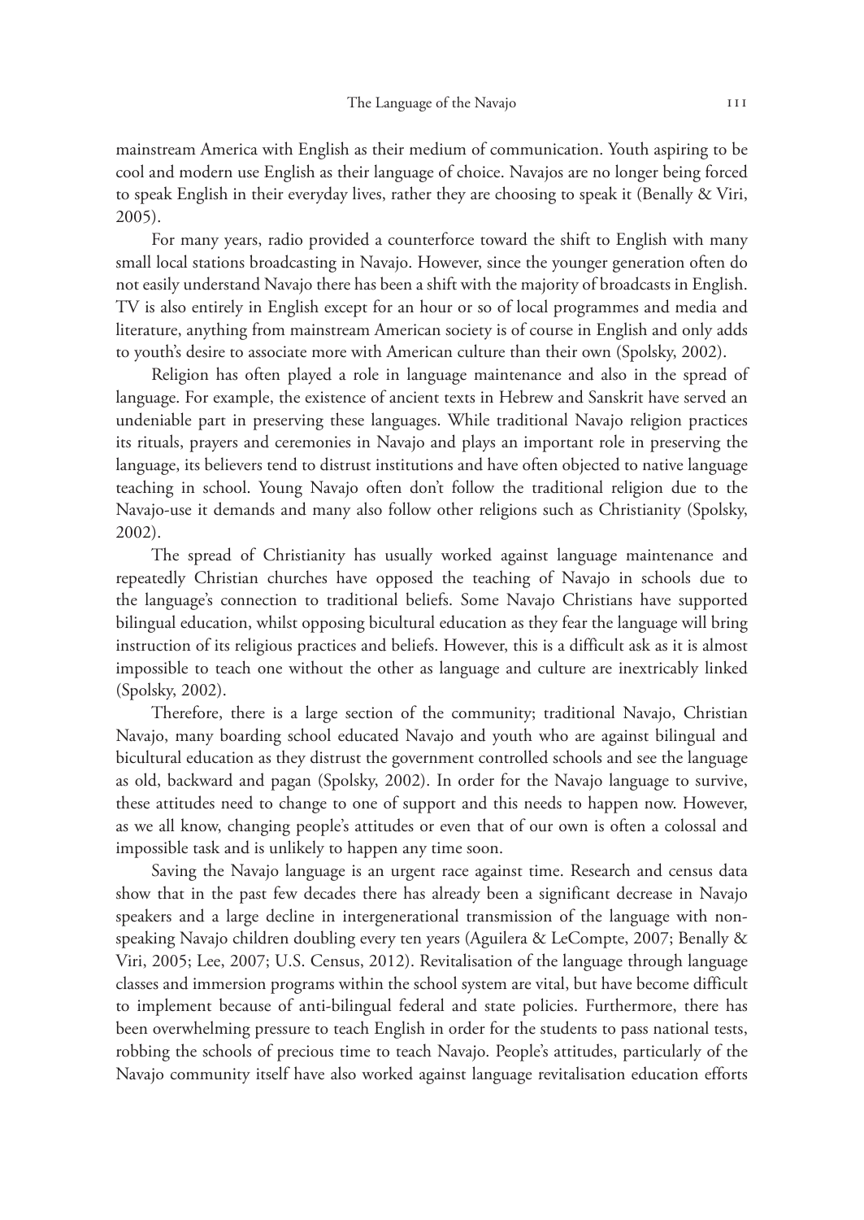mainstream America with English as their medium of communication. Youth aspiring to be cool and modern use English as their language of choice. Navajos are no longer being forced to speak English in their everyday lives, rather they are choosing to speak it (Benally & Viri, 2005).

For many years, radio provided a counterforce toward the shift to English with many small local stations broadcasting in Navajo. However, since the younger generation often do not easily understand Navajo there has been a shift with the majority of broadcasts in English. TV is also entirely in English except for an hour or so of local programmes and media and literature, anything from mainstream American society is of course in English and only adds to youth's desire to associate more with American culture than their own (Spolsky, 2002).

Religion has often played a role in language maintenance and also in the spread of language. For example, the existence of ancient texts in Hebrew and Sanskrit have served an undeniable part in preserving these languages. While traditional Navajo religion practices its rituals, prayers and ceremonies in Navajo and plays an important role in preserving the language, its believers tend to distrust institutions and have often objected to native language teaching in school. Young Navajo often don't follow the traditional religion due to the Navajo-use it demands and many also follow other religions such as Christianity (Spolsky, 2002).

The spread of Christianity has usually worked against language maintenance and repeatedly Christian churches have opposed the teaching of Navajo in schools due to the language's connection to traditional beliefs. Some Navajo Christians have supported bilingual education, whilst opposing bicultural education as they fear the language will bring instruction of its religious practices and beliefs. However, this is a difficult ask as it is almost impossible to teach one without the other as language and culture are inextricably linked (Spolsky, 2002).

Therefore, there is a large section of the community; traditional Navajo, Christian Navajo, many boarding school educated Navajo and youth who are against bilingual and bicultural education as they distrust the government controlled schools and see the language as old, backward and pagan (Spolsky, 2002). In order for the Navajo language to survive, these attitudes need to change to one of support and this needs to happen now. However, as we all know, changing people's attitudes or even that of our own is often a colossal and impossible task and is unlikely to happen any time soon.

Saving the Navajo language is an urgent race against time. Research and census data show that in the past few decades there has already been a significant decrease in Navajo speakers and a large decline in intergenerational transmission of the language with non-speaking Navajo children doubling every ten years (Aguilera & LeCompte, 2007; Benally & Viri, 2005; Lee, 2007; U.S. Census, 2012). Revitalisation of the language through language classes and immersion programs within the school system are vital, but have become difficult to implement because of anti-bilingual federal and state policies. Furthermore, there has been overwhelming pressure to teach English in order for the students to pass national tests, robbing the schools of precious time to teach Navajo. People's attitudes, particularly of the Navajo community itself have also worked against language revitalisation education efforts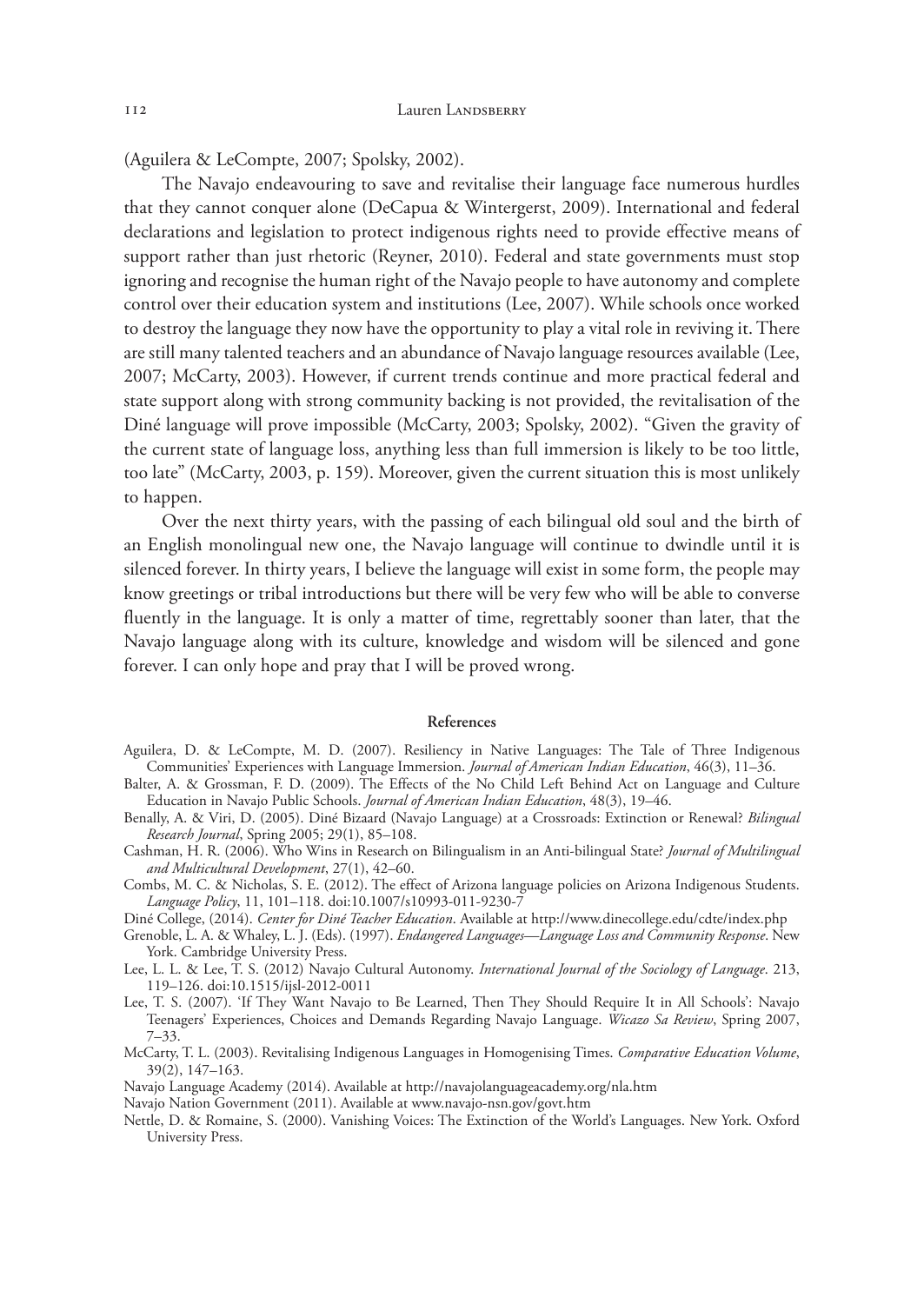(Aguilera & LeCompte, 2007; Spolsky, 2002).

The Navajo endeavouring to save and revitalise their language face numerous hurdles that they cannot conquer alone (DeCapua & Wintergerst, 2009). International and federal declarations and legislation to protect indigenous rights need to provide effective means of support rather than just rhetoric (Reyner, 2010). Federal and state governments must stop ignoring and recognise the human right of the Navajo people to have autonomy and complete control over their education system and institutions (Lee, 2007). While schools once worked to destroy the language they now have the opportunity to play a vital role in reviving it. There are still many talented teachers and an abundance of Navajo language resources available (Lee, 2007; McCarty, 2003). However, if current trends continue and more practical federal and state support along with strong community backing is not provided, the revitalisation of the Diné language will prove impossible (McCarty, 2003; Spolsky, 2002). "Given the gravity of the current state of language loss, anything less than full immersion is likely to be too little, too late" (McCarty, 2003, p. 159). Moreover, given the current situation this is most unlikely to happen.

Over the next thirty years, with the passing of each bilingual old soul and the birth of an English monolingual new one, the Navajo language will continue to dwindle until it is silenced forever. In thirty years, I believe the language will exist in some form, the people may know greetings or tribal introductions but there will be very few who will be able to converse fluently in the language. It is only a matter of time, regrettably sooner than later, that the Navajo language along with its culture, knowledge and wisdom will be silenced and gone forever. I can only hope and pray that I will be proved wrong.

## References

Aguilera, D. & LeCompte, M. D. (2007). Resiliency in Native Languages: The Tale of Three Indigenous Communities' Experiences with Language Immersion. *Journal of American Indian Education*, 46(3), 11–36.

Balter, A. & Grossman, F. D. (2009). The Effects of the No Child Left Behind Act on Language and Culture Education in Navajo Public Schools. *Journal of American Indian Education*, 48(3), 19–46.

Benally, A. & Viri, D. (2005). Diné Bizaard (Navajo Language) at a Crossroads: Extinction or Renewal? *Bilingual Research Journal*, Spring 2005; 29(1), 85–108.

Cashman, H. R. (2006). Who Wins in Research on Bilingualism in an Anti-bilingual State? *Journal of Multilingual and Multicultural Development*, 27(1), 42–60.

Combs, M. C. & Nicholas, S. E. (2012). The effect of Arizona language policies on Arizona Indigenous Students. *Language Policy*, 11, 101–118. doi:10.1007/s10993-011-9230-7

Diné College, (2014). *Center for Diné Teacher Education*. Available at http://www.dinecollege.edu/cdte/index.php

Grenoble, L. A. & Whaley, L. J. (Eds). (1997). *Endangered Languages—Language Loss and Community Response*. New York. Cambridge University Press.

Lee, L. L. & Lee, T. S. (2012) Navajo Cultural Autonomy. *International Journal of the Sociology of Language*. 213, 119–126. doi:10.1515/ijsl-2012-0011

Lee, T. S. (2007). 'If They Want Navajo to Be Learned, Then They Should Require It in All Schools': Navajo Teenagers' Experiences, Choices and Demands Regarding Navajo Language. *Wicazo Sa Review*, Spring 2007, 7–33.

McCarty, T. L. (2003). Revitalising Indigenous Languages in Homogenising Times. *Comparative Education Volume*, 39(2), 147–163.

Navajo Language Academy (2014). Available at http://navajolanguageacademy.org/nla.htm

Navajo Nation Government (2011). Available at www.navajo-nsn.gov/govt.htm

Nettle, D. & Romaine, S. (2000). Vanishing Voices: The Extinction of the World's Languages. New York. Oxford University Press.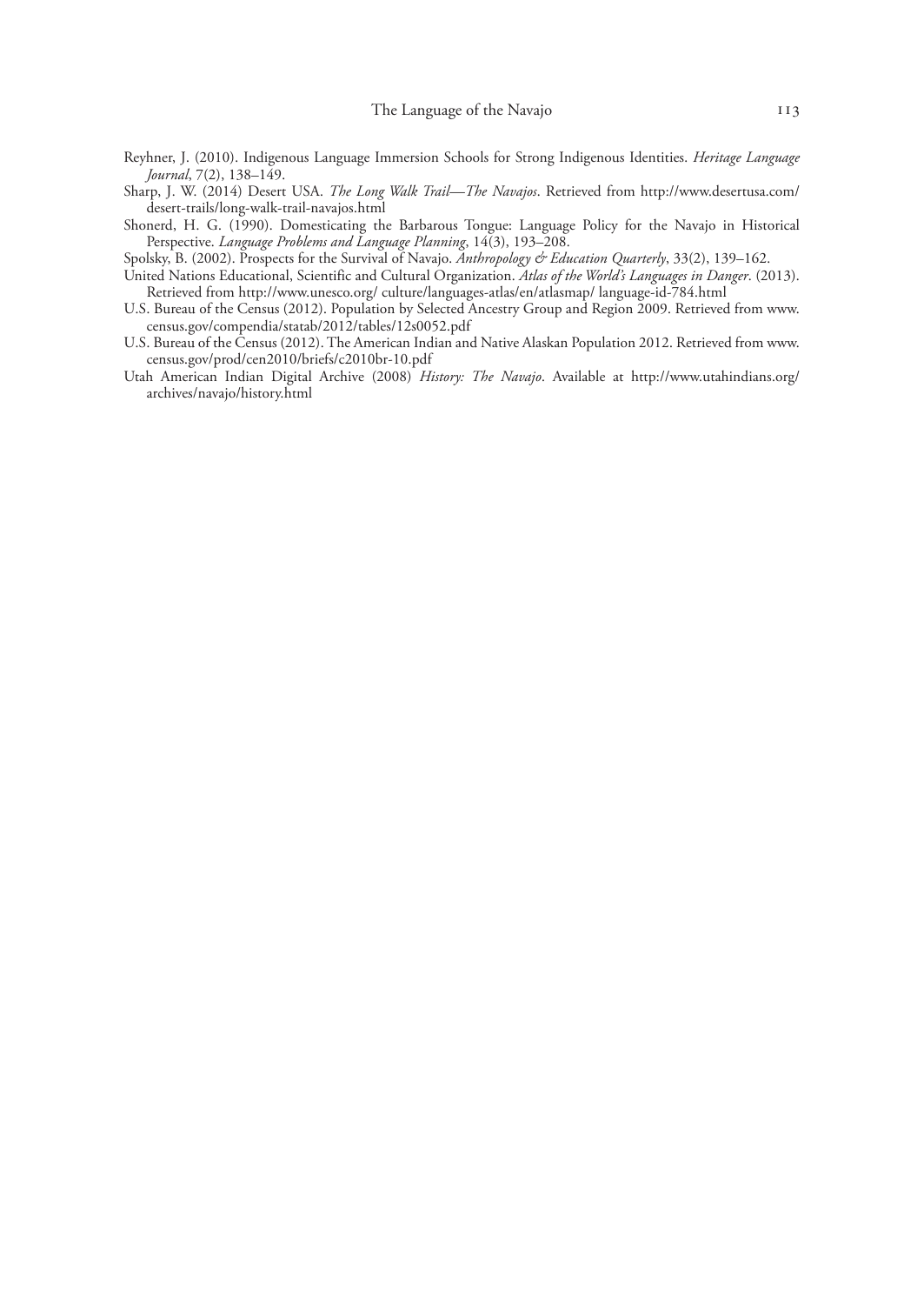Reyhner, J. (2010). Indigenous Language Immersion Schools for Strong Indigenous Identities. *Heritage Language Journal*, 7(2), 138–149.

Sharp, J. W. (2014) Desert USA. *The Long Walk Trail—The Navajos*. Retrieved from http://www.desertusa.com/desert-trails/long-walk-trail-navajos.html

Shonerd, H. G. (1990). Domesticating the Barbarous Tongue: Language Policy for the Navajo in Historical Perspective. *Language Problems and Language Planning*, 14(3), 193–208.

Spolsky, B. (2002). Prospects for the Survival of Navajo. *Anthropology & Education Quarterly*, 33(2), 139–162.

United Nations Educational, Scientific and Cultural Organization. *Atlas of the World's Languages in Danger*. (2013). Retrieved from http://www.unesco.org/ culture/languages-atlas/en/atlasmap/ language-id-784.html

U.S. Bureau of the Census (2012). Population by Selected Ancestry Group and Region 2009. Retrieved from www.census.gov/compendia/statab/2012/tables/12s0052.pdf

U.S. Bureau of the Census (2012). The American Indian and Native Alaskan Population 2012. Retrieved from www.census.gov/prod/cen2010/briefs/c2010br-10.pdf

Utah American Indian Digital Archive (2008) *History: The Navajo*. Available at http://www.utahindians.org/archives/navajo/history.html